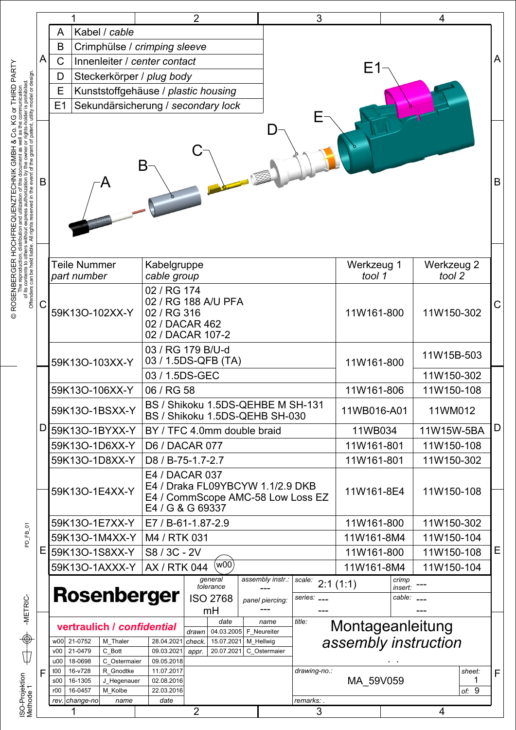| | |
|---|---|
| A | Kabel / *cable* |
| B | Crimphülse / *crimping sleeve* |
| C | Innenleiter / *center contact* |
| D | Steckerkörper / *plug body* |
| E | Kunststoffgehäuse / *plastic housing* |
| E1 | Sekundärsicherung / *secondary lock* |

A B C D E E1

| Teile Nummer *part number* | Kabelgruppe *cable group* | Werkzeug 1 *tool 1* | Werkzeug 2 *tool 2* |
|---|---|---|---|
| 59K13O-102XX-Y | 02 / RG 174<br>02 / RG 188 A/U PFA<br>02 / RG 316<br>02 / DACAR 462<br>02 / DACAR 107-2 | 11W161-800 | 11W150-302 |
| 59K13O-103XX-Y | 03 / RG 179 B/U-d<br>03 / 1.5DS-QFB (TA) | 11W161-800 | 11W15B-503 |
| | 03 / 1.5DS-GEC | | 11W150-302 |
| 59K13O-106XX-Y | 06 / RG 58 | 11W161-806 | 11W150-108 |
| 59K13O-1BSXX-Y | BS / Shikoku 1.5DS-QEHBE M SH-131<br>BS / Shikoku 1.5DS-QEHB SH-030 | 11WB016-A01 | 11WM012 |
| 59K13O-1BYXX-Y | BY / TFC 4.0mm double braid | 11WB034 | 11W15W-5BA |
| 59K13O-1D6XX-Y | D6 / DACAR 077 | 11W161-801 | 11W150-108 |
| 59K13O-1D8XX-Y | D8 / B-75-1.7-2.7 | 11W161-801 | 11W150-302 |
| 59K13O-1E4XX-Y | E4 / DACAR 037<br>E4 / Draka FL09YBCYW 1.1/2.9 DKB<br>E4 / CommScope AMC-58 Low Loss EZ<br>E4 / G & G 69337 | 11W161-8E4 | 11W150-108 |
| 59K13O-1E7XX-Y | E7 / B-61-1.87-2.9 | 11W161-800 | 11W150-302 |
| 59K13O-1M4XX-Y | M4 / RTK 031 | 11W161-8M4 | 11W150-104 |
| 59K13O-1S8XX-Y | S8 / 3C - 2V | 11W161-800 | 11W150-108 |
| 59K13O-1AXXX-Y | AX / RTK 044 (w00) | 11W161-8M4 | 11W150-104 |

**Rosenberger**

general tolerance: ISO 2768 mH
assembly instr.: ---
panel piercing: ---
scale: 2:1 (1:1)
crimp insert: ---
series: --- ---
cable: --- ---

**vertraulich / *confidential***

| | date | name |
|---|---|---|
| drawn | 04.03.2005 | F_Neureiter |
| check. | 15.07.2021 | M_Hellwig |
| appr. | 20.07.2021 | C_Ostermaier |

| rev. | change-no | name | date |
|---|---|---|---|
| w00 | 21-0752 | M_Thaler | 28.04.2021 |
| v00 | 21-0479 | C_Bott | 09.03.2021 |
| u00 | 18-0698 | C_Ostermaier | 09.05.2018 |
| t00 | 16-v728 | R_Gnodtke | 11.07.2017 |
| s00 | 16-1305 | J_Hegenauer | 02.08.2016 |
| r00 | 16-0457 | M_Kolbe | 22.03.2016 |

title: Montageanleitung *assembly instruction*

drawing-no.: MA_59V059

sheet: 1 of: 9

remarks: .

© ROSENBERGER HOCHFREQUENZTECHNIK GMBH & Co. KG or THIRD PARTY
The reproduction, distribution and utilization of this document as well as the communication of its contents to others without express authorization by the owner or rights-holder is prohibited. Offenders can be held liable. All rights reserved in the event of the grant of patent, utility model or design.

PD_FB_01 -METRIC- ISO-Projektion Methode 1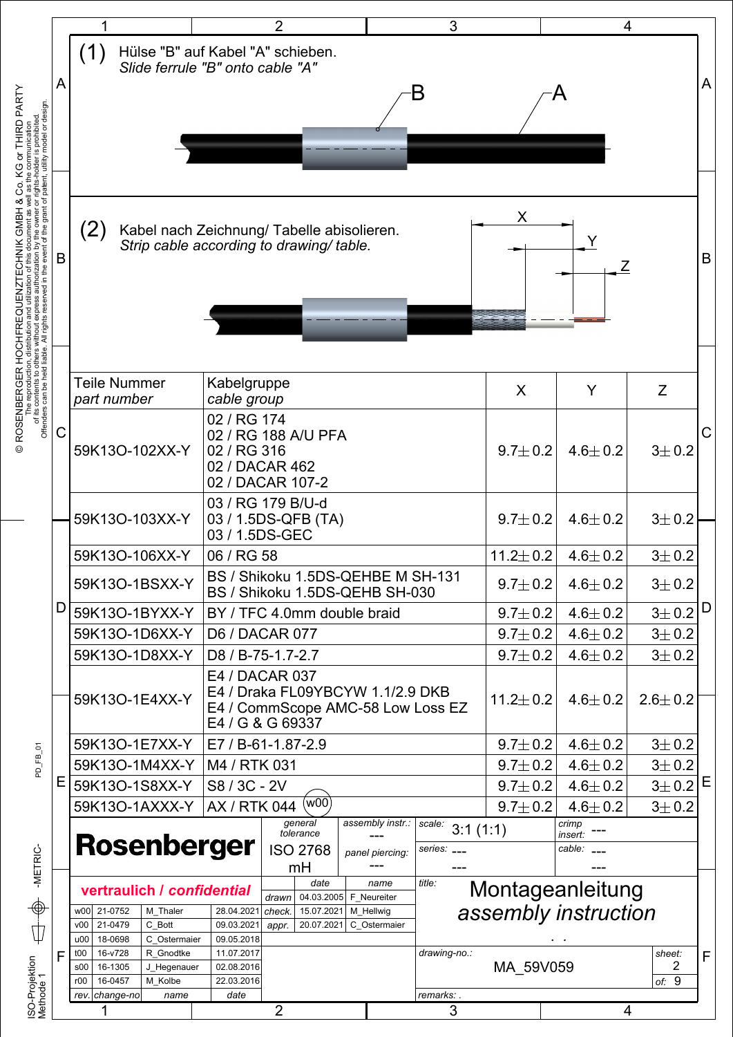(1) Hülse "B" auf Kabel "A" schieben.
*Slide ferrule "B" onto cable "A"*

B A

(2) Kabel nach Zeichnung/ Tabelle abisolieren.
*Strip cable according to drawing/ table.*

X Y Z

| Teile Nummer *part number* | Kabelgruppe *cable group* | X | Y | Z |
|---|---|---|---|---|
| 59K13O-102XX-Y | 02 / RG 174<br>02 / RG 188 A/U PFA<br>02 / RG 316<br>02 / DACAR 462<br>02 / DACAR 107-2 | 9.7± 0.2 | 4.6± 0.2 | 3± 0.2 |
| 59K13O-103XX-Y | 03 / RG 179 B/U-d<br>03 / 1.5DS-QFB (TA)<br>03 / 1.5DS-GEC | 9.7± 0.2 | 4.6± 0.2 | 3± 0.2 |
| 59K13O-106XX-Y | 06 / RG 58 | 11.2± 0.2 | 4.6± 0.2 | 3± 0.2 |
| 59K13O-1BSXX-Y | BS / Shikoku 1.5DS-QEHBE M SH-131<br>BS / Shikoku 1.5DS-QEHB SH-030 | 9.7± 0.2 | 4.6± 0.2 | 3± 0.2 |
| 59K13O-1BYXX-Y | BY / TFC 4.0mm double braid | 9.7± 0.2 | 4.6± 0.2 | 3± 0.2 |
| 59K13O-1D6XX-Y | D6 / DACAR 077 | 9.7± 0.2 | 4.6± 0.2 | 3± 0.2 |
| 59K13O-1D8XX-Y | D8 / B-75-1.7-2.7 | 9.7± 0.2 | 4.6± 0.2 | 3± 0.2 |
| 59K13O-1E4XX-Y | E4 / DACAR 037<br>E4 / Draka FL09YBCYW 1.1/2.9 DKB<br>E4 / CommScope AMC-58 Low Loss EZ<br>E4 / G & G 69337 | 11.2± 0.2 | 4.6± 0.2 | 2.6± 0.2 |
| 59K13O-1E7XX-Y | E7 / B-61-1.87-2.9 | 9.7± 0.2 | 4.6± 0.2 | 3± 0.2 |
| 59K13O-1M4XX-Y | M4 / RTK 031 | 9.7± 0.2 | 4.6± 0.2 | 3± 0.2 |
| 59K13O-1S8XX-Y | S8 / 3C - 2V | 9.7± 0.2 | 4.6± 0.2 | 3± 0.2 |
| 59K13O-1AXXX-Y | AX / RTK 044 (w00) | 9.7± 0.2 | 4.6± 0.2 | 3± 0.2 |

**Rosenberger**

general tolerance: ISO 2768 mH
assembly instr.: ---
panel piercing: ---
scale: 3:1 (1:1)
series: --- ---
crimp insert: ---
cable: --- ---

**vertraulich / *confidential***

| rev. | change-no | name | date |
|---|---|---|---|
| w00 | 21-0752 | M_Thaler | 28.04.2021 |
| v00 | 21-0479 | C_Bott | 09.03.2021 |
| u00 | 18-0698 | C_Ostermaier | 09.05.2018 |
| t00 | 16-v728 | R_Gnodtke | 11.07.2017 |
| s00 | 16-1305 | J_Hegenauer | 02.08.2016 |
| r00 | 16-0457 | M_Kolbe | 22.03.2016 |

| | date | name |
|---|---|---|
| drawn | 04.03.2005 | F_Neureiter |
| check. | 15.07.2021 | M_Hellwig |
| appr. | 20.07.2021 | C_Ostermaier |

title: Montageanleitung
*assembly instruction*

drawing-no.: MA_59V059

sheet: 2 of: 9

remarks: .

© ROSENBERGER HOCHFREQUENZTECHNIK GMBH & Co. KG or THIRD PARTY
The reproduction, distribution and utilization of this document as well as the communication of its contents to others without express authorization by the owner or rights-holder is prohibited. Offenders can be held liable. All rights reserved in the event of the grant of patent, utility model or design.

PD_FB_01

-METRIC-

ISO-Projektion Methode 1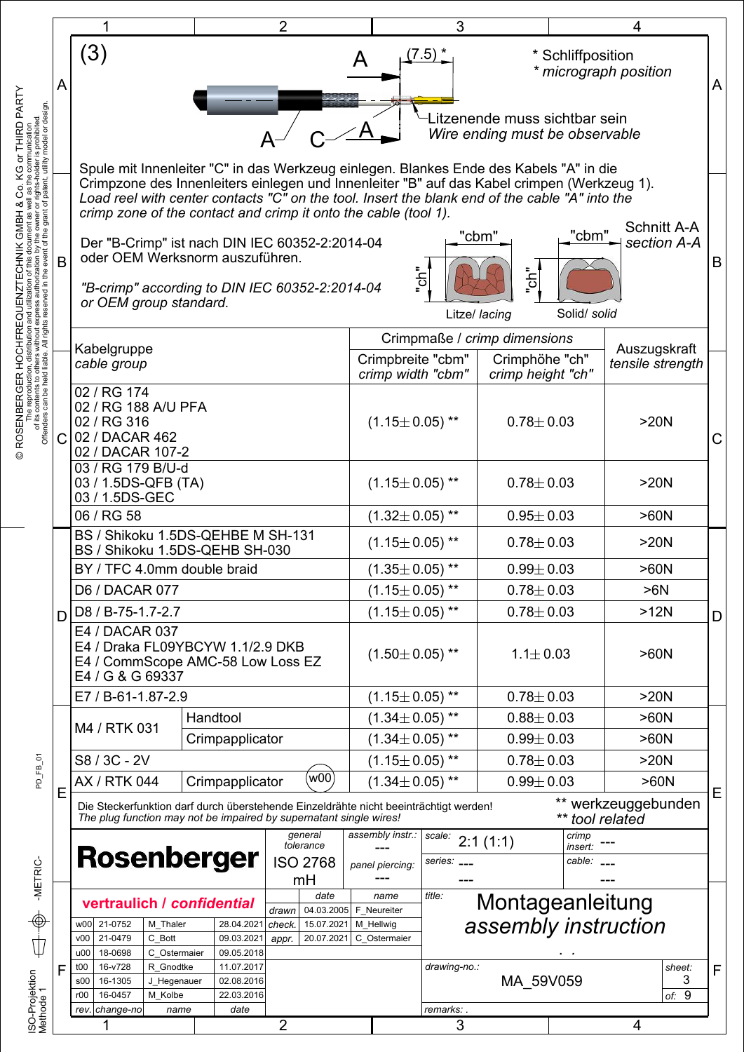(3)

A (7.5) *

\* Schliffposition
*\* micrograph position*

A C A

Litzenende muss sichtbar sein
*Wire ending must be observable*

Spule mit Innenleiter "C" in das Werkzeug einlegen. Blankes Ende des Kabels "A" in die Crimpzone des Innenleiters einlegen und Innenleiter "B" auf das Kabel crimpen (Werkzeug 1).
*Load reel with center contacts "C" on the tool. Insert the blank end of the cable "A" into the crimp zone of the contact and crimp it onto the cable (tool 1).*

Der "B-Crimp" ist nach DIN IEC 60352-2:2014-04 oder OEM Werksnorm auszuführen.

*"B-crimp" according to DIN IEC 60352-2:2014-04 or OEM group standard.*

"cbm" "ch" Litze/ *lacing*

"cbm" "ch" Solid/ *solid*

Schnitt A-A
*section A-A*

| Kabelgruppe *cable group* | | Crimpmaße / *crimp dimensions* Crimpbreite "cbm" *crimp width "cbm"* | Crimphöhe "ch" *crimp height "ch"* | Auszugskraft *tensile strength* |
|---|---|---|---|---|
| 02 / RG 174<br>02 / RG 188 A/U PFA<br>02 / RG 316<br>02 / DACAR 462<br>02 / DACAR 107-2 | | (1.15± 0.05) ** | 0.78± 0.03 | >20N |
| 03 / RG 179 B/U-d<br>03 / 1.5DS-QFB (TA)<br>03 / 1.5DS-GEC | | (1.15± 0.05) ** | 0.78± 0.03 | >20N |
| 06 / RG 58 | | (1.32± 0.05) ** | 0.95± 0.03 | >60N |
| BS / Shikoku 1.5DS-QEHBE M SH-131<br>BS / Shikoku 1.5DS-QEHB SH-030 | | (1.15± 0.05) ** | 0.78± 0.03 | >20N |
| BY / TFC 4.0mm double braid | | (1.35± 0.05) ** | 0.99± 0.03 | >60N |
| D6 / DACAR 077 | | (1.15± 0.05) ** | 0.78± 0.03 | >6N |
| D8 / B-75-1.7-2.7 | | (1.15± 0.05) ** | 0.78± 0.03 | >12N |
| E4 / DACAR 037<br>E4 / Draka FL09YBCYW 1.1/2.9 DKB<br>E4 / CommScope AMC-58 Low Loss EZ<br>E4 / G & G 69337 | | (1.50± 0.05) ** | 1.1± 0.03 | >60N |
| E7 / B-61-1.87-2.9 | | (1.15± 0.05) ** | 0.78± 0.03 | >20N |
| M4 / RTK 031 | Handtool | (1.34± 0.05) ** | 0.88± 0.03 | >60N |
| M4 / RTK 031 | Crimpapplicator | (1.34± 0.05) ** | 0.99± 0.03 | >60N |
| S8 / 3C - 2V | | (1.15± 0.05) ** | 0.78± 0.03 | >20N |
| AX / RTK 044 | Crimpapplicator (w00) | (1.34± 0.05) ** | 0.99± 0.03 | >60N |

Die Steckerfunktion darf durch überstehende Einzeldrähte nicht beeinträchtigt werden!
*The plug function may not be impaired by supernatant single wires!*

\*\* werkzeuggebunden
*\*\* tool related*

| Rosenberger | general tolerance: ISO 2768 mH | assembly instr.: --- | scale: 2:1 (1:1) | crimp insert: --- |
|---|---|---|---|---|
| | | panel piercing: --- | series: --- | cable: --- |

**vertraulich / *confidential***

| | date | name |
|---|---|---|
| drawn | 04.03.2005 | F_Neureiter |
| check. | 15.07.2021 | M_Hellwig |
| appr. | 20.07.2021 | C_Ostermaier |

| rev. | change-no | name | date |
|---|---|---|---|
| w00 | 21-0752 | M_Thaler | 28.04.2021 |
| v00 | 21-0479 | C_Bott | 09.03.2021 |
| u00 | 18-0698 | C_Ostermaier | 09.05.2018 |
| t00 | 16-v728 | R_Gnodtke | 11.07.2017 |
| s00 | 16-1305 | J_Hegenauer | 02.08.2016 |
| r00 | 16-0457 | M_Kolbe | 22.03.2016 |

title: Montageanleitung
*assembly instruction*

drawing-no.: MA_59V059

sheet: 3 of: 9

remarks: .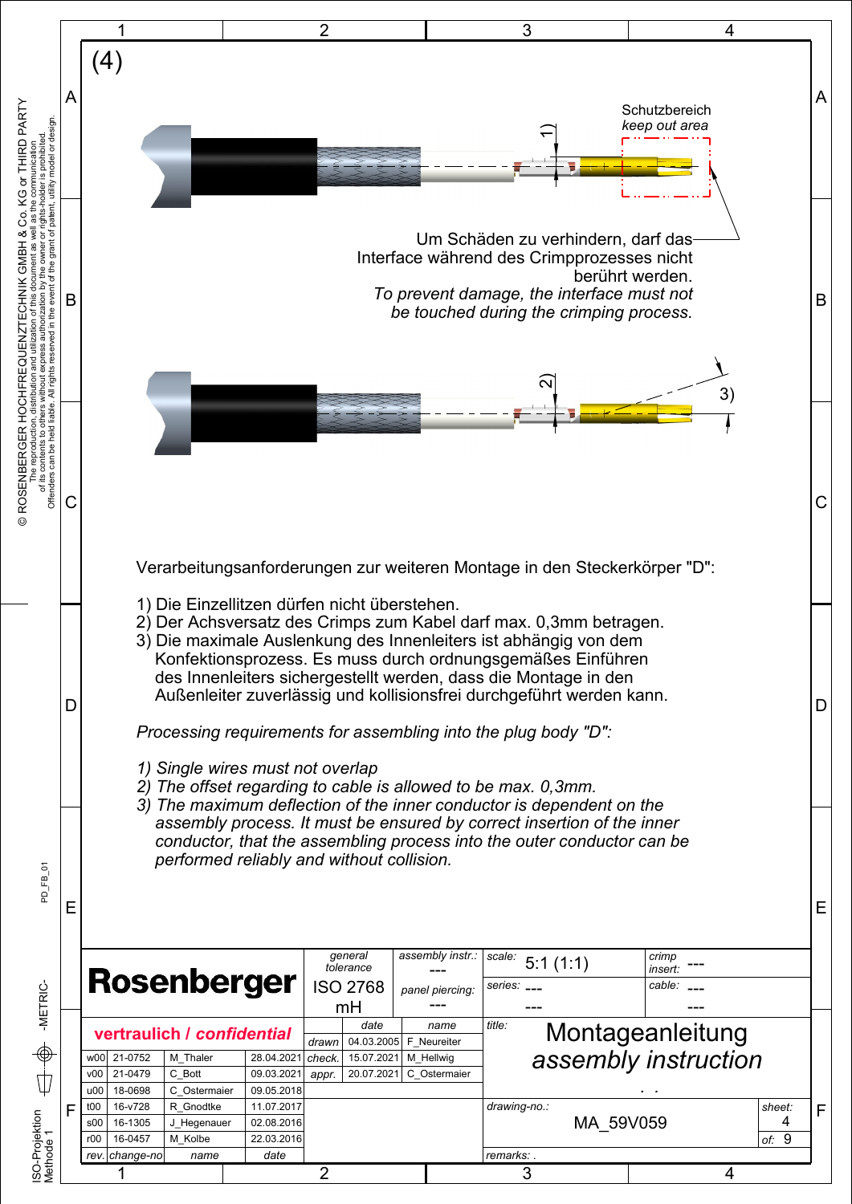(4)

Schutzbereich
*keep out area*

Um Schäden zu verhindern, darf das Interface während des Crimpprozesses nicht berührt werden.
*To prevent damage, the interface must not be touched during the crimping process.*

Verarbeitungsanforderungen zur weiteren Montage in den Steckerkörper "D":

1) Die Einzellitzen dürfen nicht überstehen.
2) Der Achsversatz des Crimps zum Kabel darf max. 0,3mm betragen.
3) Die maximale Auslenkung des Innenleiters ist abhängig von dem Konfektionsprozess. Es muss durch ordnungsgemäßes Einführen des Innenleiters sichergestellt werden, dass die Montage in den Außenleiter zuverlässig und kollisionsfrei durchgeführt werden kann.

*Processing requirements for assembling into the plug body "D":*

*1) Single wires must not overlap*
*2) The offset regarding to cable is allowed to be max. 0,3mm.*
*3) The maximum deflection of the inner conductor is dependent on the assembly process. It must be ensured by correct insertion of the inner conductor, that the assembling process into the outer conductor can be performed reliably and without collision.*

**Rosenberger**

| general tolerance | assembly instr.: | scale: | crimp insert: |
|---|---|---|---|
| ISO 2768 mH | --- | 5:1 (1:1) | --- |
| | panel piercing: --- | series: --- | cable: --- |

**vertraulich / *confidential***

| | date | name |
|---|---|---|
| drawn | 04.03.2005 | F_Neureiter |
| check. | 15.07.2021 | M_Hellwig |
| appr. | 20.07.2021 | C_Ostermaier |

| rev. | change-no | name | date |
|---|---|---|---|
| w00 | 21-0752 | M_Thaler | 28.04.2021 |
| v00 | 21-0479 | C_Bott | 09.03.2021 |
| u00 | 18-0698 | C_Ostermaier | 09.05.2018 |
| t00 | 16-v728 | R_Gnodtke | 11.07.2017 |
| s00 | 16-1305 | J_Hegenauer | 02.08.2016 |
| r00 | 16-0457 | M_Kolbe | 22.03.2016 |

title: Montageanleitung *assembly instruction*

drawing-no.: MA_59V059

sheet: 4 of: 9

remarks: .

© ROSENBERGER HOCHFREQUENZTECHNIK GMBH & Co. KG or THIRD PARTY
The reproduction, distribution and utilization of this document as well as the communication of its contents to others without express authorization by the owner or rights-holder is prohibited. Offenders can be held liable. All rights reserved in the event of the grant of patent, utility model or design.

PD_FB_01 -METRIC- ISO-Projektion Methode 1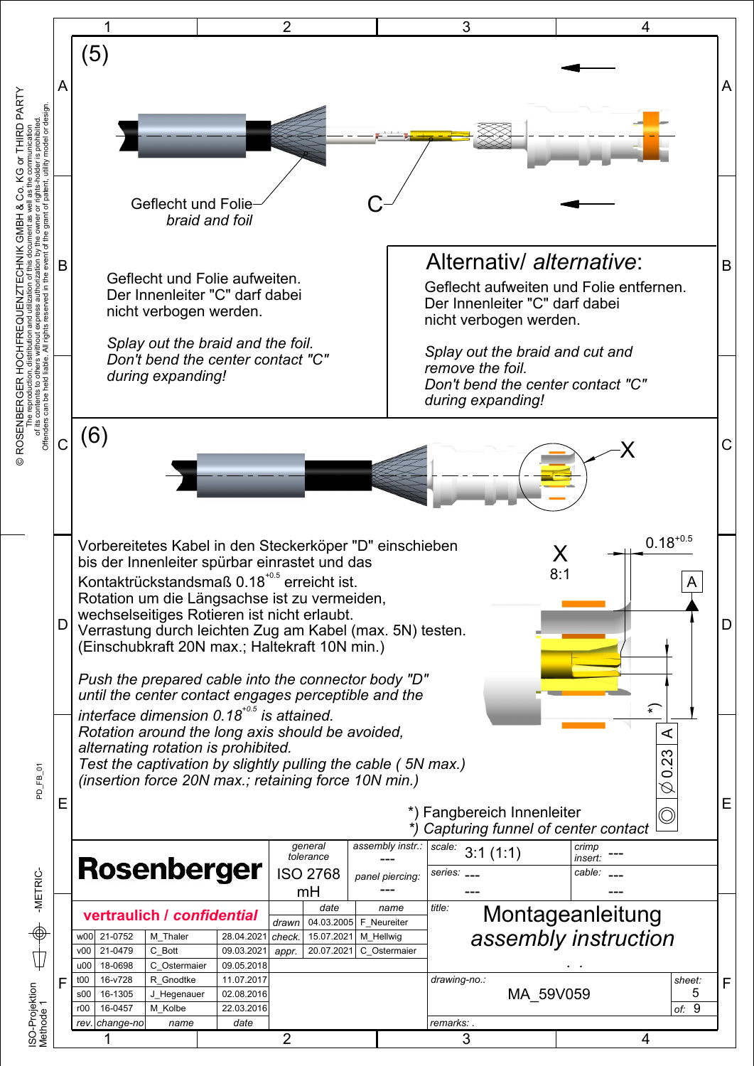## (5)

Geflecht und Folie
*braid and foil*

C

Geflecht und Folie aufweiten.
Der Innenleiter "C" darf dabei nicht verbogen werden.

*Splay out the braid and the foil.*
*Don't bend the center contact "C" during expanding!*

### Alternativ/ *alternative*:

Geflecht aufweiten und Folie entfernen.
Der Innenleiter "C" darf dabei nicht verbogen werden.

*Splay out the braid and cut and remove the foil.*
*Don't bend the center contact "C" during expanding!*

## (6)

X

Vorbereitetes Kabel in den Steckerköper "D" einschieben bis der Innenleiter spürbar einrastet und das Kontaktrückstandsmaß $0.18^{+0.5}$ erreicht ist.
Rotation um die Längsachse ist zu vermeiden, wechselseitiges Rotieren ist nicht erlaubt.
Verrastung durch leichten Zug am Kabel (max. 5N) testen.
(Einschubkraft 20N max.; Haltekraft 10N min.)

*Push the prepared cable into the connector body "D" until the center contact engages perceptible and the interface dimension $0.18^{+0.5}$ is attained.*
*Rotation around the long axis should be avoided, alternating rotation is prohibited.*
*Test the captivation by slightly pulling the cable ( 5N max.)*
*(insertion force 20N max.; retaining force 10N min.)*

X
8:1

$0.18^{+0.5}$

A

*)

◎ ∅0.23 A

*) Fangbereich Innenleiter
*) *Capturing funnel of center contact*

| | | | |
|---|---|---|---|
| **Rosenberger** | general tolerance: ISO 2768 mH | assembly instr.: --- / panel piercing: --- | scale: 3:1 (1:1) / crimp insert: --- / series: --- / cable: --- |

**vertraulich / *confidential***

| rev. | change-no | name | date |
|---|---|---|---|
| w00 | 21-0752 | M_Thaler | 28.04.2021 |
| v00 | 21-0479 | C_Bott | 09.03.2021 |
| u00 | 18-0698 | C_Ostermaier | 09.05.2018 |
| t00 | 16-v728 | R_Gnodtke | 11.07.2017 |
| s00 | 16-1305 | J_Hegenauer | 02.08.2016 |
| r00 | 16-0457 | M_Kolbe | 22.03.2016 |

| | date | name |
|---|---|---|
| drawn | 04.03.2005 | F_Neureiter |
| check. | 15.07.2021 | M_Hellwig |
| appr. | 20.07.2021 | C_Ostermaier |

title: Montageanleitung *assembly instruction*

drawing-no.: MA_59V059 — sheet: 5 of: 9

remarks: .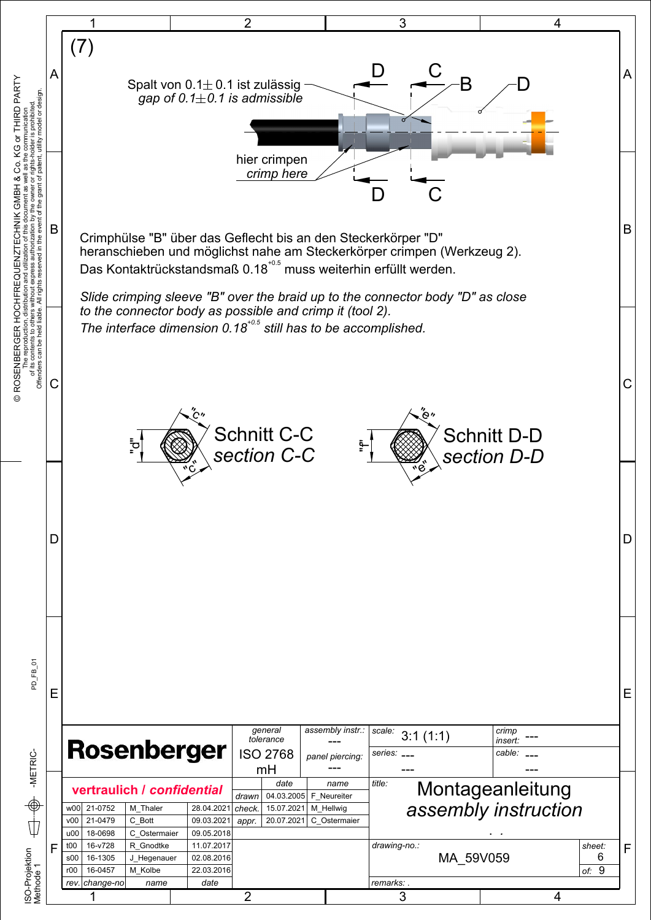(7)

Spalt von 0.1± 0.1 ist zulässig
*gap of 0.1±0.1 is admissible*

hier crimpen
*crimp here*

Crimphülse "B" über das Geflecht bis an den Steckerkörper "D" heranschieben und möglichst nahe am Steckerkörper crimpen (Werkzeug 2).
Das Kontaktrückstandsmaß $0.18^{+0.5}$ muss weiterhin erfüllt werden.

*Slide crimping sleeve "B" over the braid up to the connector body "D" as close to the connector body as possible and crimp it (tool 2).*
*The interface dimension $0.18^{+0.5}$ still has to be accomplished.*

Schnitt C-C
*section C-C*

Schnitt D-D
*section D-D*

| | | | | |
|---|---|---|---|---|
| **Rosenberger** | general tolerance: ISO 2768 mH | assembly instr.: --- | scale: 3:1 (1:1) | crimp insert: --- |
| | | panel piercing: --- | series: --- | cable: --- |
| **vertraulich / *confidential*** | | | title: Montageanleitung *assembly instruction* | |

| rev. | change-no | name | date |
|---|---|---|---|
| w00 | 21-0752 | M_Thaler | 28.04.2021 |
| v00 | 21-0479 | C_Bott | 09.03.2021 |
| u00 | 18-0698 | C_Ostermaier | 09.05.2018 |
| t00 | 16-v728 | R_Gnodtke | 11.07.2017 |
| s00 | 16-1305 | J_Hegenauer | 02.08.2016 |
| r00 | 16-0457 | M_Kolbe | 22.03.2016 |

| | date | name |
|---|---|---|
| drawn | 04.03.2005 | F_Neureiter |
| check. | 15.07.2021 | M_Hellwig |
| appr. | 20.07.2021 | C_Ostermaier |

drawing-no.: MA_59V059 — sheet: 6 of: 9

remarks: .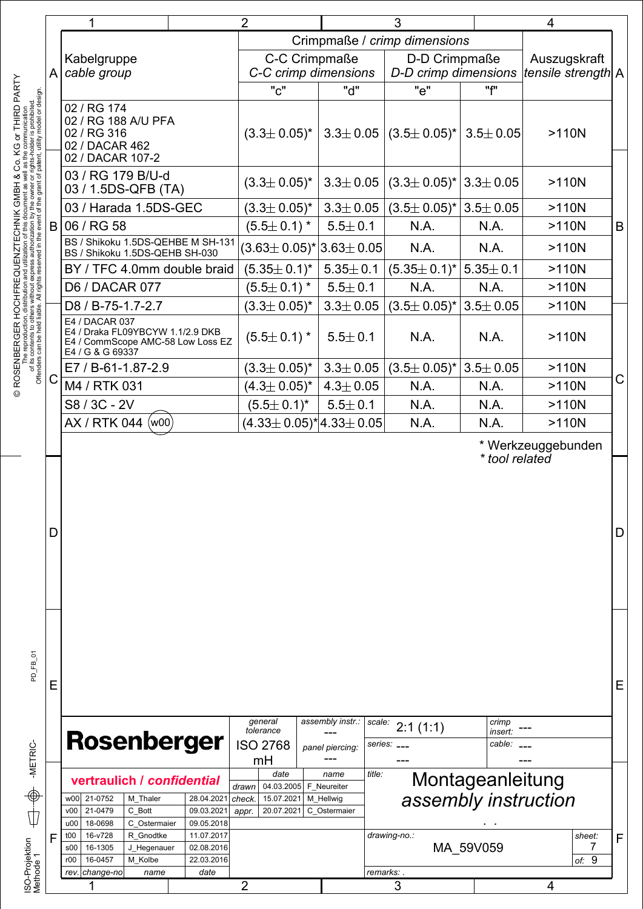| Kabelgruppe *cable group* | Crimpmaße / *crimp dimensions* | | | | Auszugskraft *tensile strength* |
|---|---|---|---|---|---|
| | C-C Crimpmaße *C-C crimp dimensions* | | D-D Crimpmaße *D-D crimp dimensions* | | |
| | "c" | "d" | "e" | "f" | |
| 02 / RG 174<br>02 / RG 188 A/U PFA<br>02 / RG 316<br>02 / DACAR 462<br>02 / DACAR 107-2 | (3.3± 0.05)* | 3.3± 0.05 | (3.5± 0.05)* | 3.5± 0.05 | >110N |
| 03 / RG 179 B/U-d<br>03 / 1.5DS-QFB (TA) | (3.3± 0.05)* | 3.3± 0.05 | (3.3± 0.05)* | 3.3± 0.05 | >110N |
| 03 / Harada 1.5DS-GEC | (3.3± 0.05)* | 3.3± 0.05 | (3.5± 0.05)* | 3.5± 0.05 | >110N |
| 06 / RG 58 | (5.5± 0.1) * | 5.5± 0.1 | N.A. | N.A. | >110N |
| BS / Shikoku 1.5DS-QEHBE M SH-131<br>BS / Shikoku 1.5DS-QEHB SH-030 | (3.63± 0.05)* | 3.63± 0.05 | N.A. | N.A. | >110N |
| BY / TFC 4.0mm double braid | (5.35± 0.1)* | 5.35± 0.1 | (5.35± 0.1)* | 5.35± 0.1 | >110N |
| D6 / DACAR 077 | (5.5± 0.1) * | 5.5± 0.1 | N.A. | N.A. | >110N |
| D8 / B-75-1.7-2.7 | (3.3± 0.05)* | 3.3± 0.05 | (3.5± 0.05)* | 3.5± 0.05 | >110N |
| E4 / DACAR 037<br>E4 / Draka FL09YBCYW 1.1/2.9 DKB<br>E4 / CommScope AMC-58 Low Loss EZ<br>E4 / G & G 69337 | (5.5± 0.1) * | 5.5± 0.1 | N.A. | N.A. | >110N |
| E7 / B-61-1.87-2.9 | (3.3± 0.05)* | 3.3± 0.05 | (3.5± 0.05)* | 3.5± 0.05 | >110N |
| M4 / RTK 031 | (4.3± 0.05)* | 4.3± 0.05 | N.A. | N.A. | >110N |
| S8 / 3C - 2V | (5.5± 0.1)* | 5.5± 0.1 | N.A. | N.A. | >110N |
| AX / RTK 044 (w00) | (4.33± 0.05)* | 4.33± 0.05 | N.A. | N.A. | >110N |

\* Werkzeuggebunden
*\* tool related*

**Rosenberger**

**vertraulich / *confidential***

| rev. | change-no | name | date |
|---|---|---|---|
| w00 | 21-0752 | M_Thaler | 28.04.2021 |
| v00 | 21-0479 | C_Bott | 09.03.2021 |
| u00 | 18-0698 | C_Ostermaier | 09.05.2018 |
| t00 | 16-v728 | R_Gnodtke | 11.07.2017 |
| s00 | 16-1305 | J_Hegenauer | 02.08.2016 |
| r00 | 16-0457 | M_Kolbe | 22.03.2016 |

| | date | name |
|---|---|---|
| drawn | 04.03.2005 | F_Neureiter |
| check. | 15.07.2021 | M_Hellwig |
| appr. | 20.07.2021 | C_Ostermaier |

*general tolerance*: ISO 2768 mH
*assembly instr.*: ---
*panel piercing*: ---
*scale*: 2:1 (1:1)
*series*: ---
*crimp insert*: ---
*cable*: ---

*title*: Montageanleitung
*assembly instruction*

*drawing-no.*: MA_59V059
*sheet*: 7 *of*: 9
*remarks*: .

© ROSENBERGER HOCHFREQUENZTECHNIK GMBH & Co. KG or THIRD PARTY
The reproduction, distribution and utilization of this document as well as the communication of its contents to others without express authorization by the owner or rights-holder is prohibited. Offenders can be held liable. All rights reserved in the event of the grant of patent, utility model or design.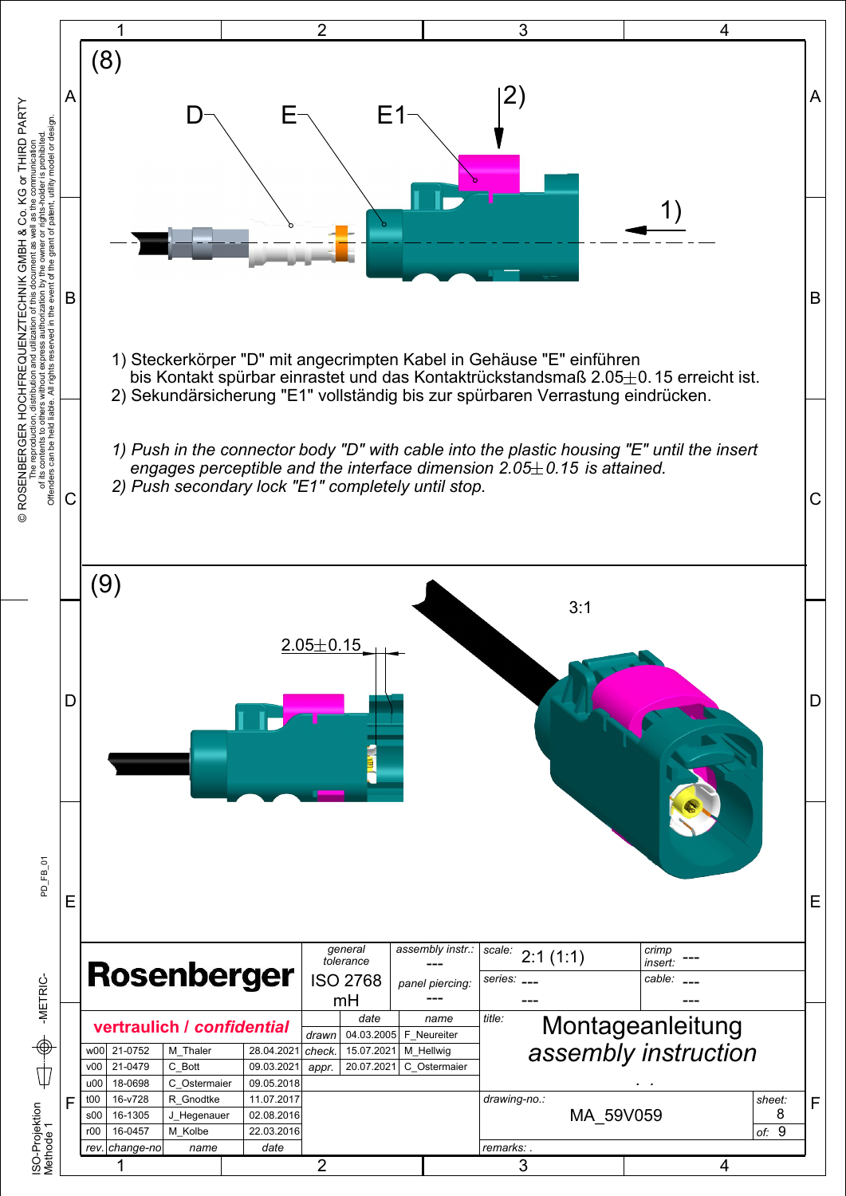## (8)

D E E1 2) 1)

1) Steckerkörper "D" mit angecrimpten Kabel in Gehäuse "E" einführen bis Kontakt spürbar einrastet und das Kontaktrückstandsmaß 2.05±0.15 erreicht ist.
2) Sekundärsicherung "E1" vollständig bis zur spürbaren Verrastung eindrücken.

*1) Push in the connector body "D" with cable into the plastic housing "E" until the insert engages perceptible and the interface dimension 2.05±0.15 is attained.*
*2) Push secondary lock "E1" completely until stop.*

## (9)

2.05±0.15

3:1

© ROSENBERGER HOCHFREQUENZTECHNIK GMBH & Co. KG or THIRD PARTY
The reproduction, distribution and utilization of this document as well as the communication of its contents to others without express authorization by the owner or rights-holder is prohibited. Offenders can be held liable. All rights reserved in the event of the grant of patent, utility model or design.

**Rosenberger**

**vertraulich / *confidential***

| general tolerance | assembly instr.: | scale: | crimp insert: |
|---|---|---|---|
| ISO 2768 mH | --- | 2:1 (1:1) | --- |
| | panel piercing: --- | series: --- | cable: --- |

| rev. | change-no | name | date |
|---|---|---|---|
| w00 | 21-0752 | M_Thaler | 28.04.2021 |
| v00 | 21-0479 | C_Bott | 09.03.2021 |
| u00 | 18-0698 | C_Ostermaier | 09.05.2018 |
| t00 | 16-v728 | R_Gnodtke | 11.07.2017 |
| s00 | 16-1305 | J_Hegenauer | 02.08.2016 |
| r00 | 16-0457 | M_Kolbe | 22.03.2016 |

| | date | name |
|---|---|---|
| drawn | 04.03.2005 | F_Neureiter |
| check. | 15.07.2021 | M_Hellwig |
| appr. | 20.07.2021 | C_Ostermaier |

title: Montageanleitung *assembly instruction*

drawing-no.: MA_59V059

sheet: 8 of: 9

remarks: .

PD_FB_01 -METRIC- ISO-Projektion Methode 1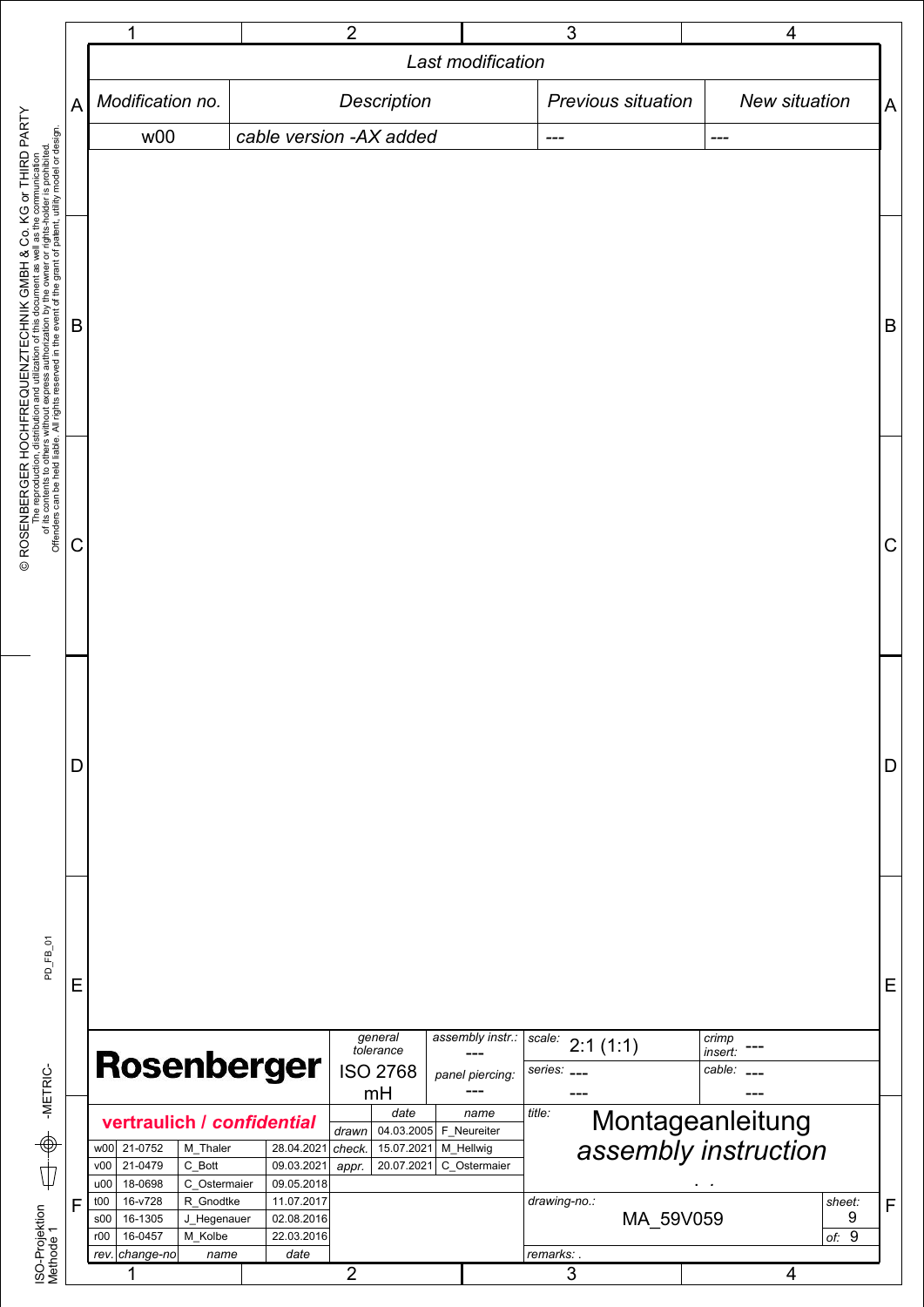## Last modification

| Modification no. | Description | Previous situation | New situation |
| --- | --- | --- | --- |
| w00 | cable version -AX added | --- | --- |

© ROSENBERGER HOCHFREQUENZTECHNIK GMBH & Co. KG or THIRD PARTY
The reproduction, distribution and utilization of this document as well as the communication of its contents to others without express authorization by the owner or rights-holder is prohibited. Offenders can be held liable. All rights reserved in the event of the grant of patent, utility model or design.

**Rosenberger**

**vertraulich / *confidential***

| rev. | change-no | name | date |
| --- | --- | --- | --- |
| w00 | 21-0752 | M_Thaler | 28.04.2021 |
| v00 | 21-0479 | C_Bott | 09.03.2021 |
| u00 | 18-0698 | C_Ostermaier | 09.05.2018 |
| t00 | 16-v728 | R_Gnodtke | 11.07.2017 |
| s00 | 16-1305 | J_Hegenauer | 02.08.2016 |
| r00 | 16-0457 | M_Kolbe | 22.03.2016 |

general tolerance: ISO 2768 mH

assembly instr.: ---

panel piercing: ---

| | date | name |
| --- | --- | --- |
| drawn | 04.03.2005 | F_Neureiter |
| check. | 15.07.2021 | M_Hellwig |
| appr. | 20.07.2021 | C_Ostermaier |

scale: 2:1 (1:1)

crimp insert: ---

series: ---

cable: ---

title: Montageanleitung *assembly instruction*

drawing-no.: MA_59V059

sheet: 9 of: 9

remarks: .

PD_FB_01

-METRIC-

ISO-Projektion Methode 1